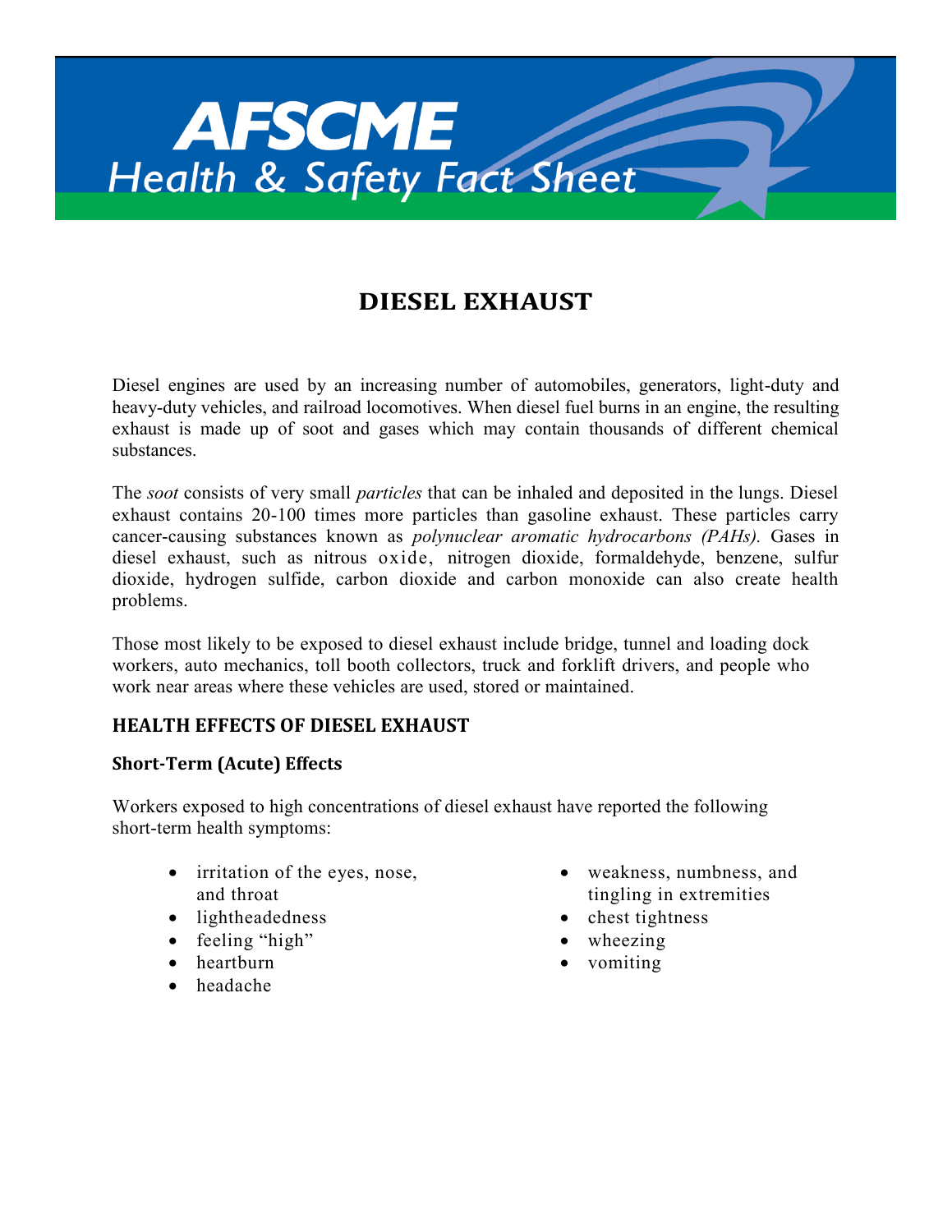# AFSCME Health & Safety Fact Sheet

## DIESEL EXHAUST

Diesel engines are used by an increasing number of automobiles, generators, light-duty and heavy-duty vehicles, and railroad locomotives. When diesel fuel burns in an engine, the resulting exhaust is made up of soot and gases which may contain thousands of different chemical substances.

The *soot* consists of very small *particles* that can be inhaled and deposited in the lungs. Diesel exhaust contains 20-100 times more particles than gasoline exhaust. These particles carry cancer-causing substances known as *polynuclear aromatic hydrocarbons (PAHs).* Gases in diesel exhaust, such as nitrous oxide, nitrogen dioxide, formaldehyde, benzene, sulfur dioxide, hydrogen sulfide, carbon dioxide and carbon monoxide can also create health problems.

Those most likely to be exposed to diesel exhaust include bridge, tunnel and loading dock workers, auto mechanics, toll booth collectors, truck and forklift drivers, and people who work near areas where these vehicles are used, stored or maintained.

### HEALTH EFFECTS OF DIESEL EXHAUST

#### Short-Term (Acute) Effects

Workers exposed to high concentrations of diesel exhaust have reported the following short-term health symptoms:

- irritation of the eyes, nose, and throat
- lightheadedness
- feeling "high"
- heartburn
- headache
- weakness, numbness, and tingling in extremities
- chest tightness
- wheezing
- vomiting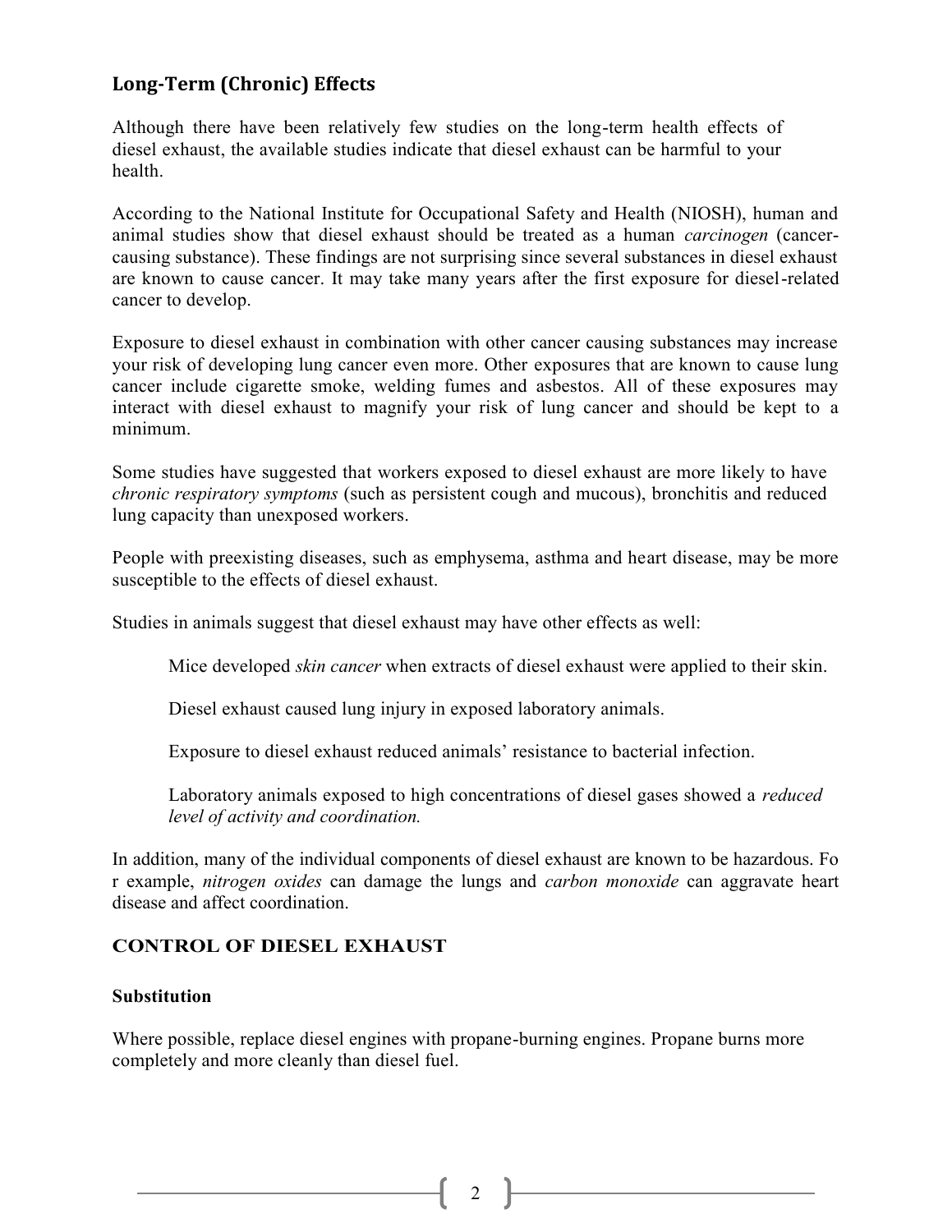## Long-Term (Chronic) Effects

Although there have been relatively few studies on the long-term health effects of diesel exhaust, the available studies indicate that diesel exhaust can be harmful to your health.

According to the National Institute for Occupational Safety and Health (NIOSH), human and animal studies show that diesel exhaust should be treated as a human *carcinogen* (cancer-causing substance). These findings are not surprising since several substances in diesel exhaust are known to cause cancer. It may take many years after the first exposure for diesel-related cancer to develop.

Exposure to diesel exhaust in combination with other cancer causing substances may increase your risk of developing lung cancer even more. Other exposures that are known to cause lung cancer include cigarette smoke, welding fumes and asbestos. All of these exposures may interact with diesel exhaust to magnify your risk of lung cancer and should be kept to a minimum.

Some studies have suggested that workers exposed to diesel exhaust are more likely to have *chronic respiratory symptoms* (such as persistent cough and mucous), bronchitis and reduced lung capacity than unexposed workers.

People with preexisting diseases, such as emphysema, asthma and heart disease, may be more susceptible to the effects of diesel exhaust.

Studies in animals suggest that diesel exhaust may have other effects as well:

Mice developed *skin cancer* when extracts of diesel exhaust were applied to their skin.

Diesel exhaust caused lung injury in exposed laboratory animals.

Exposure to diesel exhaust reduced animals' resistance to bacterial infection.

Laboratory animals exposed to high concentrations of diesel gases showed a *reduced level of activity and coordination.*

In addition, many of the individual components of diesel exhaust are known to be hazardous. For example, *nitrogen oxides* can damage the lungs and *carbon monoxide* can aggravate heart disease and affect coordination.

## CONTROL OF DIESEL EXHAUST

### Substitution

Where possible, replace diesel engines with propane-burning engines. Propane burns more completely and more cleanly than diesel fuel.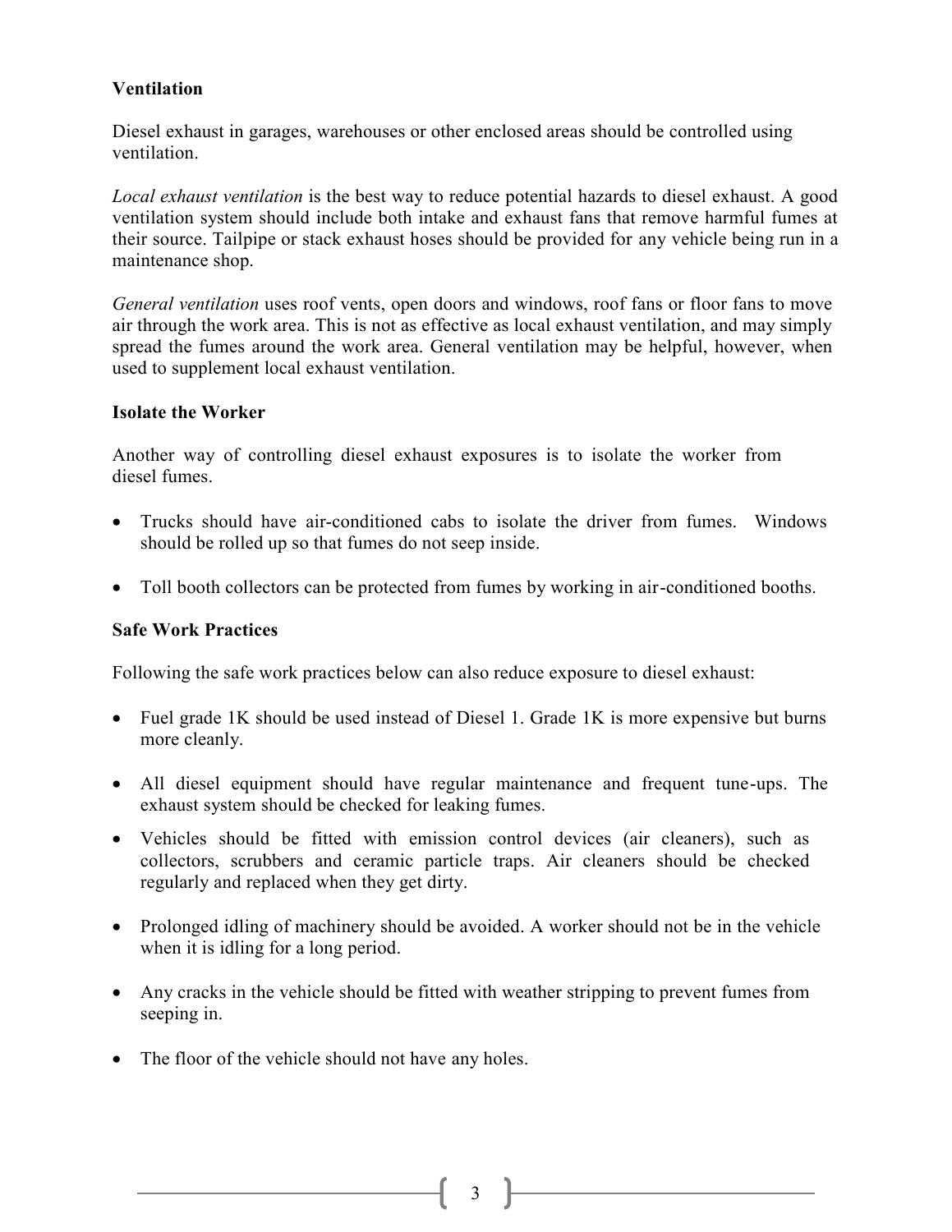**Ventilation**

Diesel exhaust in garages, warehouses or other enclosed areas should be controlled using ventilation.

*Local exhaust ventilation* is the best way to reduce potential hazards to diesel exhaust. A good ventilation system should include both intake and exhaust fans that remove harmful fumes at their source. Tailpipe or stack exhaust hoses should be provided for any vehicle being run in a maintenance shop.

*General ventilation* uses roof vents, open doors and windows, roof fans or floor fans to move air through the work area. This is not as effective as local exhaust ventilation, and may simply spread the fumes around the work area. General ventilation may be helpful, however, when used to supplement local exhaust ventilation.

**Isolate the Worker**

Another way of controlling diesel exhaust exposures is to isolate the worker from diesel fumes.

- Trucks should have air-conditioned cabs to isolate the driver from fumes. Windows should be rolled up so that fumes do not seep inside.
- Toll booth collectors can be protected from fumes by working in air-conditioned booths.

**Safe Work Practices**

Following the safe work practices below can also reduce exposure to diesel exhaust:

- Fuel grade 1K should be used instead of Diesel 1. Grade 1K is more expensive but burns more cleanly.
- All diesel equipment should have regular maintenance and frequent tune-ups. The exhaust system should be checked for leaking fumes.
- Vehicles should be fitted with emission control devices (air cleaners), such as collectors, scrubbers and ceramic particle traps. Air cleaners should be checked regularly and replaced when they get dirty.
- Prolonged idling of machinery should be avoided. A worker should not be in the vehicle when it is idling for a long period.
- Any cracks in the vehicle should be fitted with weather stripping to prevent fumes from seeping in.
- The floor of the vehicle should not have any holes.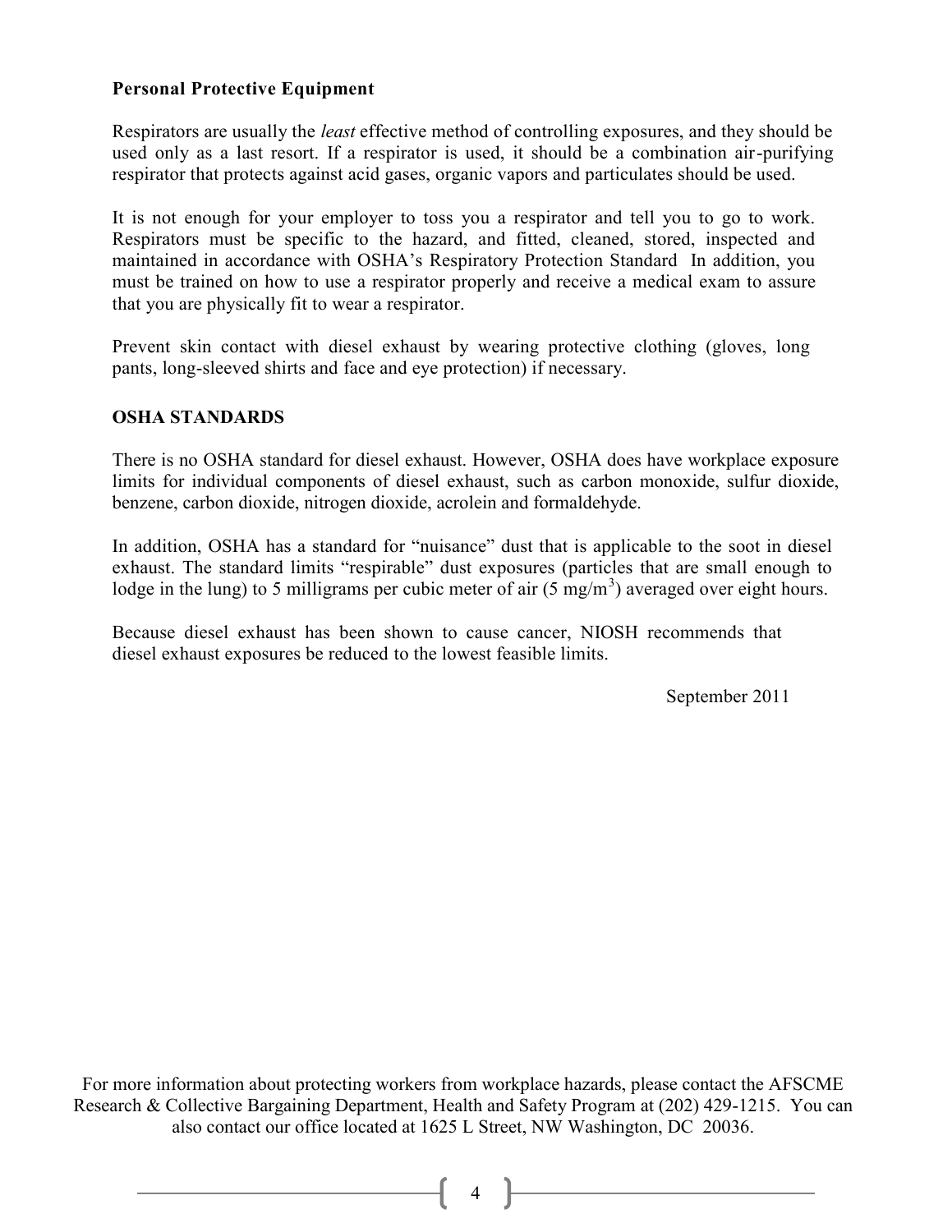**Personal Protective Equipment**

Respirators are usually the *least* effective method of controlling exposures, and they should be used only as a last resort. If a respirator is used, it should be a combination air-purifying respirator that protects against acid gases, organic vapors and particulates should be used.

It is not enough for your employer to toss you a respirator and tell you to go to work. Respirators must be specific to the hazard, and fitted, cleaned, stored, inspected and maintained in accordance with OSHA's Respiratory Protection Standard In addition, you must be trained on how to use a respirator properly and receive a medical exam to assure that you are physically fit to wear a respirator.

Prevent skin contact with diesel exhaust by wearing protective clothing (gloves, long pants, long-sleeved shirts and face and eye protection) if necessary.

**OSHA STANDARDS**

There is no OSHA standard for diesel exhaust. However, OSHA does have workplace exposure limits for individual components of diesel exhaust, such as carbon monoxide, sulfur dioxide, benzene, carbon dioxide, nitrogen dioxide, acrolein and formaldehyde.

In addition, OSHA has a standard for "nuisance" dust that is applicable to the soot in diesel exhaust. The standard limits "respirable" dust exposures (particles that are small enough to lodge in the lung) to 5 milligrams per cubic meter of air (5 $mg/m^3$) averaged over eight hours.

Because diesel exhaust has been shown to cause cancer, NIOSH recommends that diesel exhaust exposures be reduced to the lowest feasible limits.

September 2011

For more information about protecting workers from workplace hazards, please contact the AFSCME Research & Collective Bargaining Department, Health and Safety Program at (202) 429-1215. You can also contact our office located at 1625 L Street, NW Washington, DC 20036.